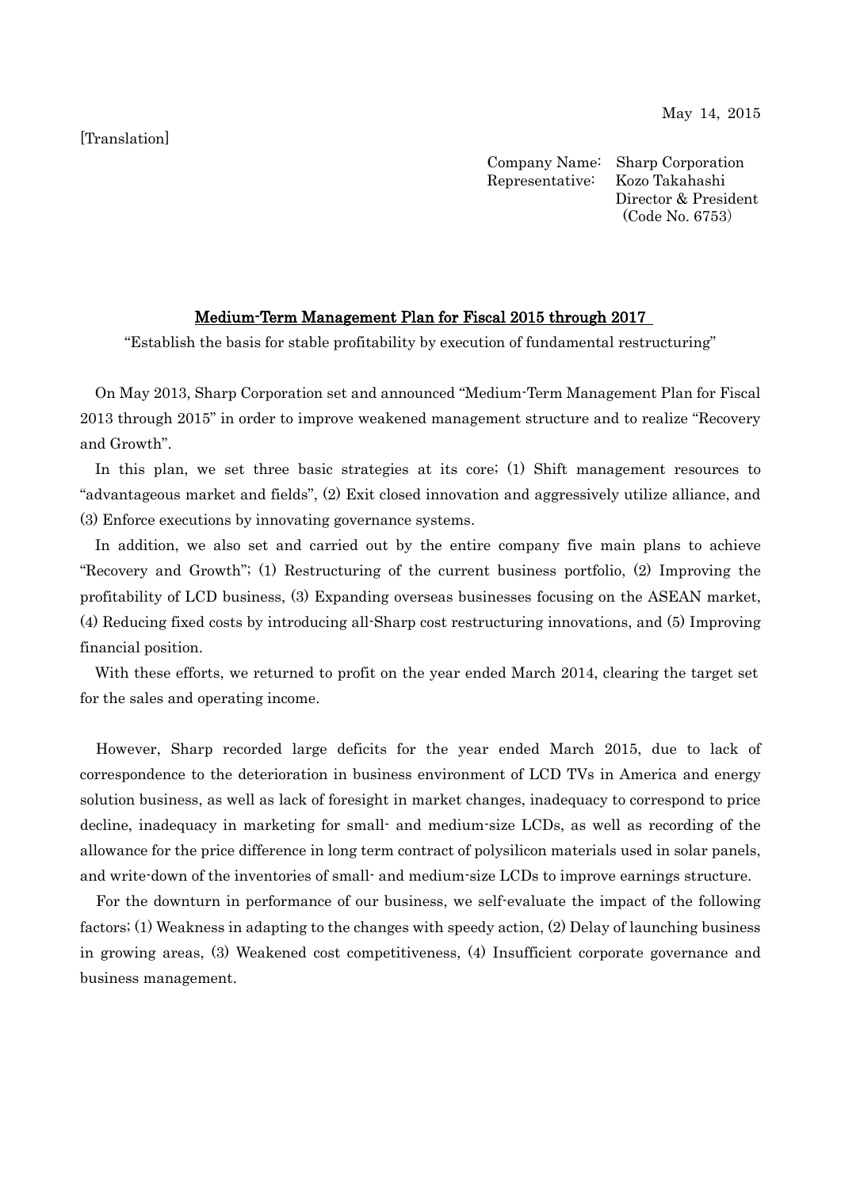May 14, 2015

[Translation]

Company Name: Sharp Corporation
Representative: Kozo Takahashi
Director & President
(Code No. 6753)

## Medium-Term Management Plan for Fiscal 2015 through 2017

"Establish the basis for stable profitability by execution of fundamental restructuring"

On May 2013, Sharp Corporation set and announced "Medium-Term Management Plan for Fiscal 2013 through 2015" in order to improve weakened management structure and to realize "Recovery and Growth".

In this plan, we set three basic strategies at its core; (1) Shift management resources to "advantageous market and fields", (2) Exit closed innovation and aggressively utilize alliance, and (3) Enforce executions by innovating governance systems.

In addition, we also set and carried out by the entire company five main plans to achieve "Recovery and Growth"; (1) Restructuring of the current business portfolio, (2) Improving the profitability of LCD business, (3) Expanding overseas businesses focusing on the ASEAN market, (4) Reducing fixed costs by introducing all-Sharp cost restructuring innovations, and (5) Improving financial position.

With these efforts, we returned to profit on the year ended March 2014, clearing the target set for the sales and operating income.

However, Sharp recorded large deficits for the year ended March 2015, due to lack of correspondence to the deterioration in business environment of LCD TVs in America and energy solution business, as well as lack of foresight in market changes, inadequacy to correspond to price decline, inadequacy in marketing for small- and medium-size LCDs, as well as recording of the allowance for the price difference in long term contract of polysilicon materials used in solar panels, and write-down of the inventories of small- and medium-size LCDs to improve earnings structure.

For the downturn in performance of our business, we self-evaluate the impact of the following factors; (1) Weakness in adapting to the changes with speedy action, (2) Delay of launching business in growing areas, (3) Weakened cost competitiveness, (4) Insufficient corporate governance and business management.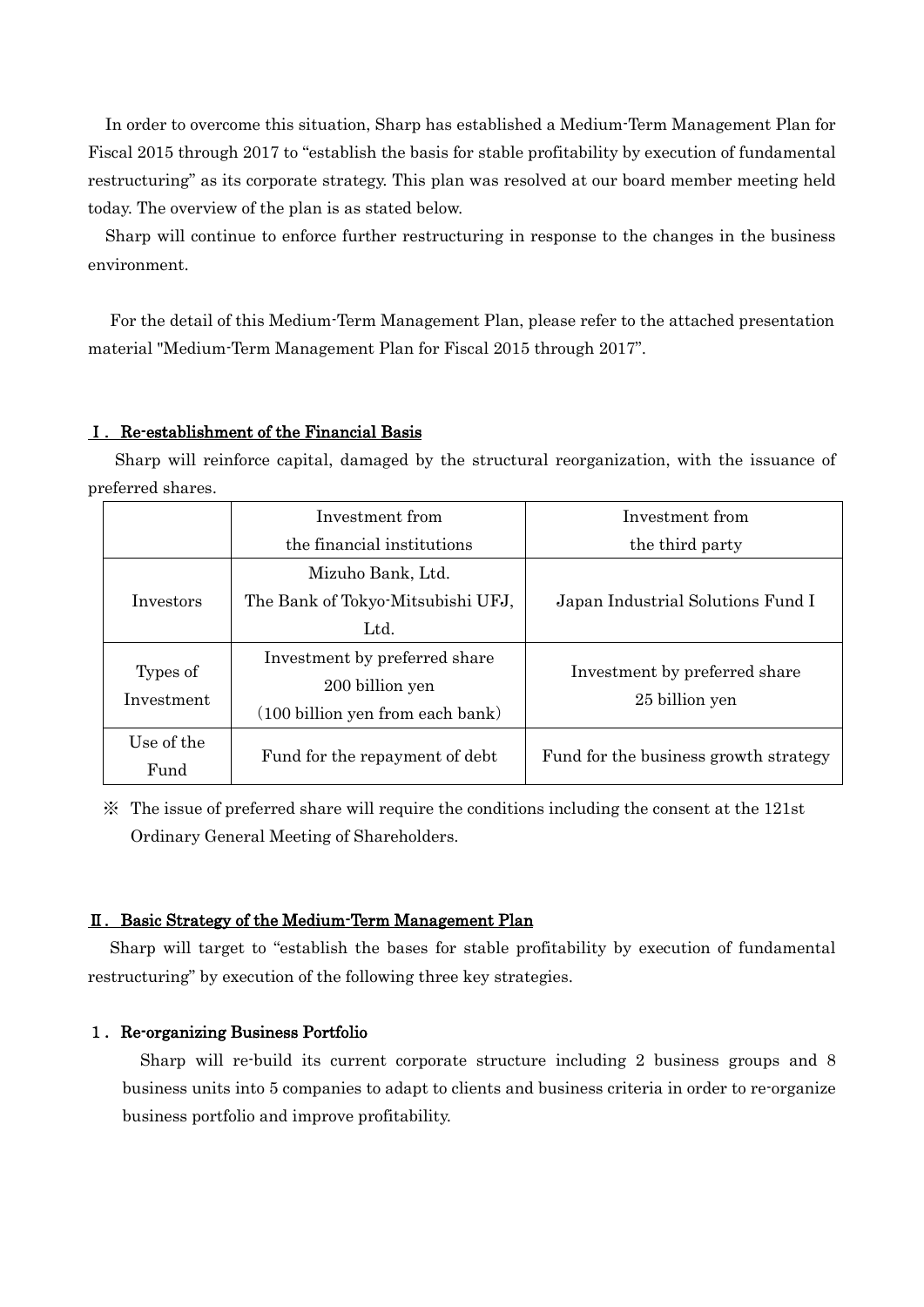In order to overcome this situation, Sharp has established a Medium-Term Management Plan for Fiscal 2015 through 2017 to "establish the basis for stable profitability by execution of fundamental restructuring" as its corporate strategy. This plan was resolved at our board member meeting held today. The overview of the plan is as stated below.

Sharp will continue to enforce further restructuring in response to the changes in the business environment.

For the detail of this Medium-Term Management Plan, please refer to the attached presentation material "Medium-Term Management Plan for Fiscal 2015 through 2017".

## Ⅰ．Re-establishment of the Financial Basis

Sharp will reinforce capital, damaged by the structural reorganization, with the issuance of preferred shares.

| | Investment from the financial institutions | Investment from the third party |
|---|---|---|
| Investors | Mizuho Bank, Ltd. The Bank of Tokyo-Mitsubishi UFJ, Ltd. | Japan Industrial Solutions Fund I |
| Types of Investment | Investment by preferred share 200 billion yen （100 billion yen from each bank） | Investment by preferred share 25 billion yen |
| Use of the Fund | Fund for the repayment of debt | Fund for the business growth strategy |

※ The issue of preferred share will require the conditions including the consent at the 121st Ordinary General Meeting of Shareholders.

## Ⅱ．Basic Strategy of the Medium-Term Management Plan

Sharp will target to "establish the bases for stable profitability by execution of fundamental restructuring" by execution of the following three key strategies.

### １．Re-organizing Business Portfolio

Sharp will re-build its current corporate structure including 2 business groups and 8 business units into 5 companies to adapt to clients and business criteria in order to re-organize business portfolio and improve profitability.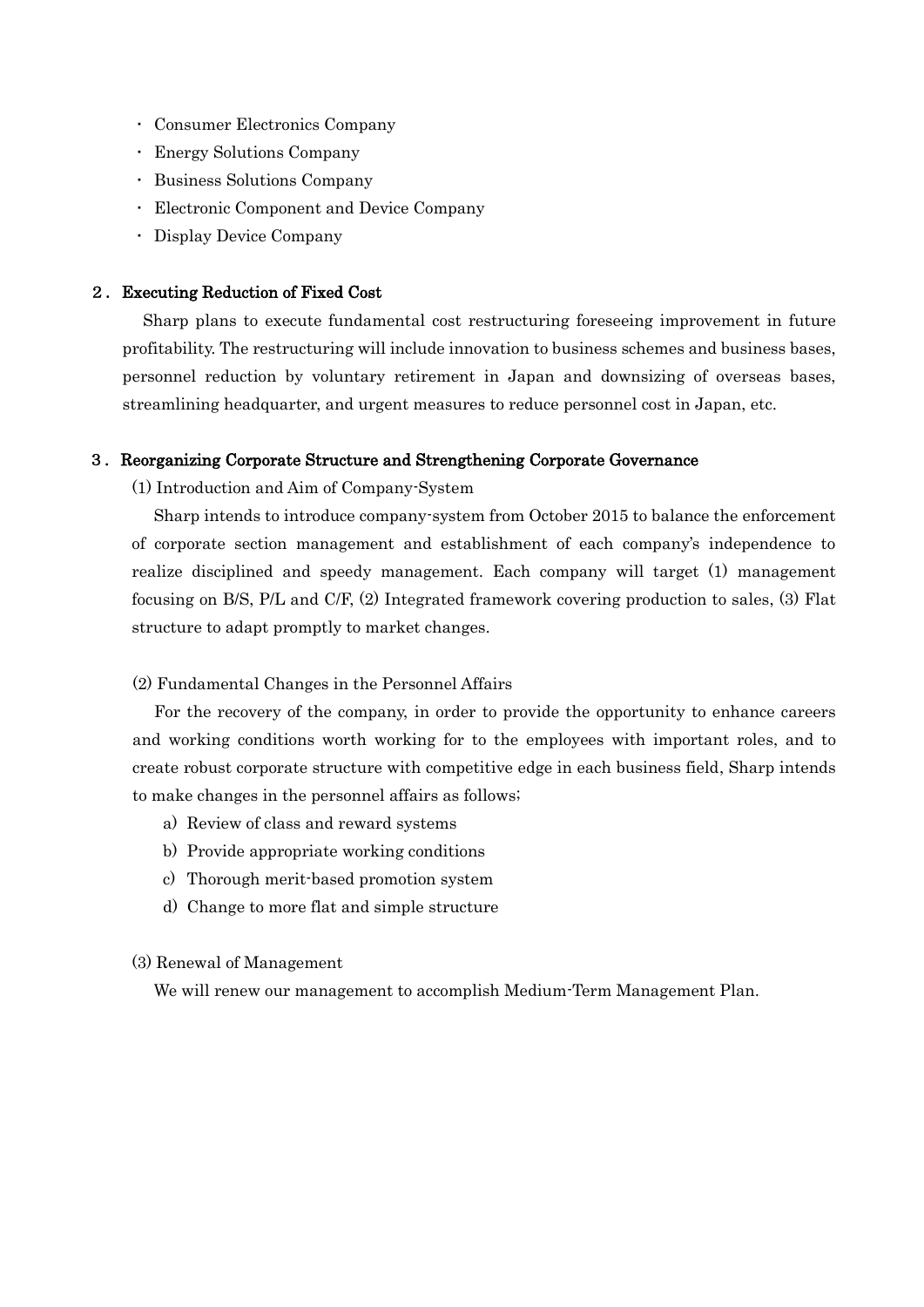- Consumer Electronics Company
- Energy Solutions Company
- Business Solutions Company
- Electronic Component and Device Company
- Display Device Company

## 2. Executing Reduction of Fixed Cost

Sharp plans to execute fundamental cost restructuring foreseeing improvement in future profitability. The restructuring will include innovation to business schemes and business bases, personnel reduction by voluntary retirement in Japan and downsizing of overseas bases, streamlining headquarter, and urgent measures to reduce personnel cost in Japan, etc.

## 3. Reorganizing Corporate Structure and Strengthening Corporate Governance

(1) Introduction and Aim of Company-System

Sharp intends to introduce company-system from October 2015 to balance the enforcement of corporate section management and establishment of each company's independence to realize disciplined and speedy management. Each company will target (1) management focusing on B/S, P/L and C/F, (2) Integrated framework covering production to sales, (3) Flat structure to adapt promptly to market changes.

(2) Fundamental Changes in the Personnel Affairs

For the recovery of the company, in order to provide the opportunity to enhance careers and working conditions worth working for to the employees with important roles, and to create robust corporate structure with competitive edge in each business field, Sharp intends to make changes in the personnel affairs as follows;

a) Review of class and reward systems
b) Provide appropriate working conditions
c) Thorough merit-based promotion system
d) Change to more flat and simple structure

(3) Renewal of Management

We will renew our management to accomplish Medium-Term Management Plan.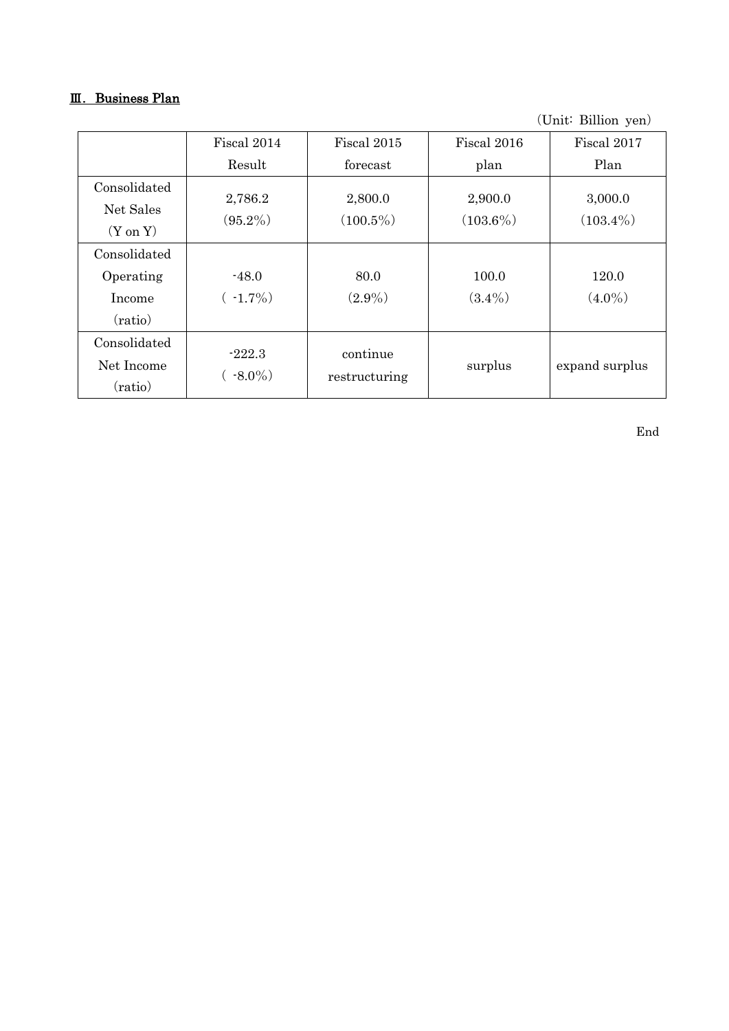## Ⅲ. Business Plan

(Unit: Billion yen)

| | Fiscal 2014 Result | Fiscal 2015 forecast | Fiscal 2016 plan | Fiscal 2017 Plan |
|---|---|---|---|---|
| Consolidated Net Sales (Y on Y) | 2,786.2 (95.2%) | 2,800.0 (100.5%) | 2,900.0 (103.6%) | 3,000.0 (103.4%) |
| Consolidated Operating Income (ratio) | -48.0 ( -1.7%) | 80.0 (2.9%) | 100.0 (3.4%) | 120.0 (4.0%) |
| Consolidated Net Income (ratio) | -222.3 ( -8.0%) | continue restructuring | surplus | expand surplus |

End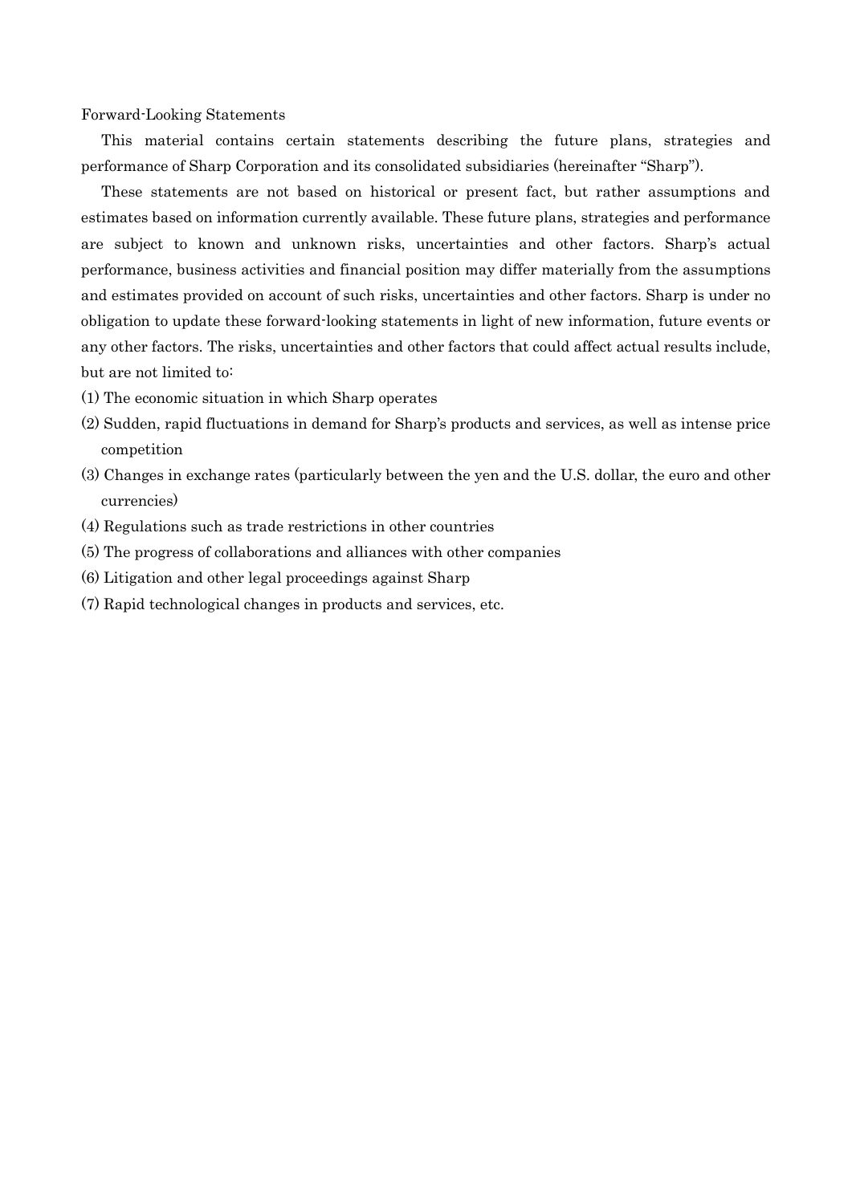Forward-Looking Statements

This material contains certain statements describing the future plans, strategies and performance of Sharp Corporation and its consolidated subsidiaries (hereinafter "Sharp").

These statements are not based on historical or present fact, but rather assumptions and estimates based on information currently available. These future plans, strategies and performance are subject to known and unknown risks, uncertainties and other factors. Sharp's actual performance, business activities and financial position may differ materially from the assumptions and estimates provided on account of such risks, uncertainties and other factors. Sharp is under no obligation to update these forward-looking statements in light of new information, future events or any other factors. The risks, uncertainties and other factors that could affect actual results include, but are not limited to:

(1) The economic situation in which Sharp operates

(2) Sudden, rapid fluctuations in demand for Sharp's products and services, as well as intense price competition

(3) Changes in exchange rates (particularly between the yen and the U.S. dollar, the euro and other currencies)

(4) Regulations such as trade restrictions in other countries

(5) The progress of collaborations and alliances with other companies

(6) Litigation and other legal proceedings against Sharp

(7) Rapid technological changes in products and services, etc.